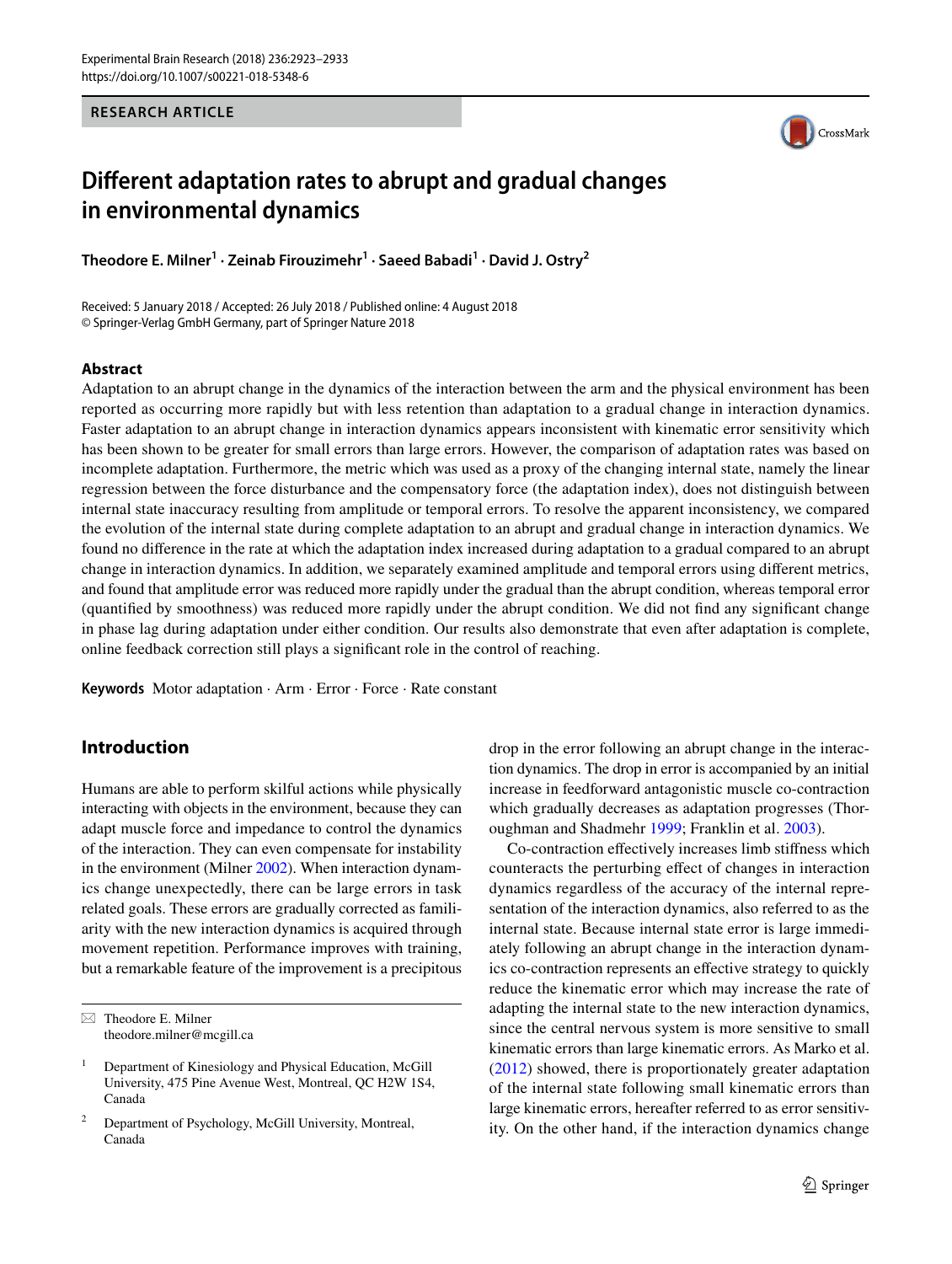RESEARCH ARTICLE

# Different adaptation rates to abrupt and gradual changes in environmental dynamics

**Theodore E. Milner[1] · Zeinab Firouzimehr[1] · Saeed Babadi[1] · David J. Ostry[2]**

Received: 5 January 2018 / Accepted: 26 July 2018 / Published online: 4 August 2018
© Springer-Verlag GmbH Germany, part of Springer Nature 2018

## Abstract

Adaptation to an abrupt change in the dynamics of the interaction between the arm and the physical environment has been reported as occurring more rapidly but with less retention than adaptation to a gradual change in interaction dynamics. Faster adaptation to an abrupt change in interaction dynamics appears inconsistent with kinematic error sensitivity which has been shown to be greater for small errors than large errors. However, the comparison of adaptation rates was based on incomplete adaptation. Furthermore, the metric which was used as a proxy of the changing internal state, namely the linear regression between the force disturbance and the compensatory force (the adaptation index), does not distinguish between internal state inaccuracy resulting from amplitude or temporal errors. To resolve the apparent inconsistency, we compared the evolution of the internal state during complete adaptation to an abrupt and gradual change in interaction dynamics. We found no difference in the rate at which the adaptation index increased during adaptation to a gradual compared to an abrupt change in interaction dynamics. In addition, we separately examined amplitude and temporal errors using different metrics, and found that amplitude error was reduced more rapidly under the gradual than the abrupt condition, whereas temporal error (quantified by smoothness) was reduced more rapidly under the abrupt condition. We did not find any significant change in phase lag during adaptation under either condition. Our results also demonstrate that even after adaptation is complete, online feedback correction still plays a significant role in the control of reaching.

**Keywords** Motor adaptation · Arm · Error · Force · Rate constant

## Introduction

Humans are able to perform skilful actions while physically interacting with objects in the environment, because they can adapt muscle force and impedance to control the dynamics of the interaction. They can even compensate for instability in the environment (Milner 2002). When interaction dynamics change unexpectedly, there can be large errors in task related goals. These errors are gradually corrected as familiarity with the new interaction dynamics is acquired through movement repetition. Performance improves with training, but a remarkable feature of the improvement is a precipitous drop in the error following an abrupt change in the interaction dynamics. The drop in error is accompanied by an initial increase in feedforward antagonistic muscle co-contraction which gradually decreases as adaptation progresses (Thoroughman and Shadmehr 1999; Franklin et al. 2003).

Co-contraction effectively increases limb stiffness which counteracts the perturbing effect of changes in interaction dynamics regardless of the accuracy of the internal representation of the interaction dynamics, also referred to as the internal state. Because internal state error is large immediately following an abrupt change in the interaction dynamics co-contraction represents an effective strategy to quickly reduce the kinematic error which may increase the rate of adapting the internal state to the new interaction dynamics, since the central nervous system is more sensitive to small kinematic errors than large kinematic errors. As Marko et al. (2012) showed, there is proportionately greater adaptation of the internal state following small kinematic errors than large kinematic errors, hereafter referred to as error sensitivity. On the other hand, if the interaction dynamics change

✉ Theodore E. Milner
theodore.milner@mcgill.ca

[1] Department of Kinesiology and Physical Education, McGill University, 475 Pine Avenue West, Montreal, QC H2W 1S4, Canada

[2] Department of Psychology, McGill University, Montreal, Canada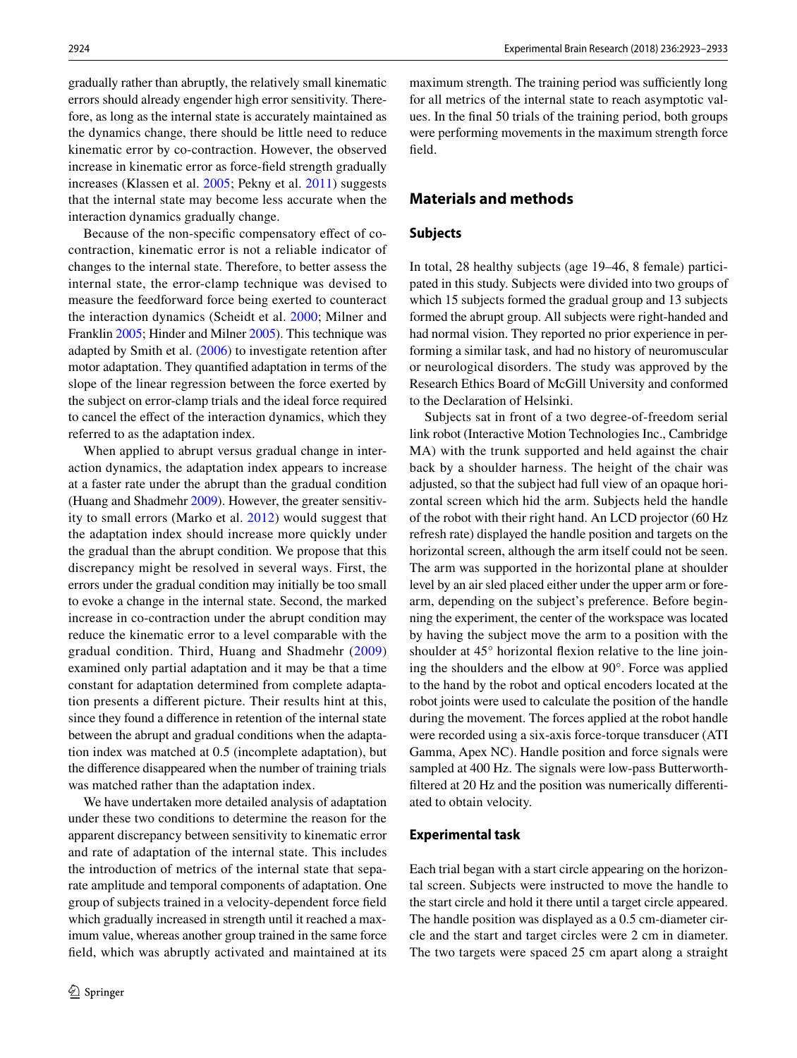gradually rather than abruptly, the relatively small kinematic errors should already engender high error sensitivity. Therefore, as long as the internal state is accurately maintained as the dynamics change, there should be little need to reduce kinematic error by co-contraction. However, the observed increase in kinematic error as force-field strength gradually increases (Klassen et al. 2005; Pekny et al. 2011) suggests that the internal state may become less accurate when the interaction dynamics gradually change.

Because of the non-specific compensatory effect of co-contraction, kinematic error is not a reliable indicator of changes to the internal state. Therefore, to better assess the internal state, the error-clamp technique was devised to measure the feedforward force being exerted to counteract the interaction dynamics (Scheidt et al. 2000; Milner and Franklin 2005; Hinder and Milner 2005). This technique was adapted by Smith et al. (2006) to investigate retention after motor adaptation. They quantified adaptation in terms of the slope of the linear regression between the force exerted by the subject on error-clamp trials and the ideal force required to cancel the effect of the interaction dynamics, which they referred to as the adaptation index.

When applied to abrupt versus gradual change in interaction dynamics, the adaptation index appears to increase at a faster rate under the abrupt than the gradual condition (Huang and Shadmehr 2009). However, the greater sensitivity to small errors (Marko et al. 2012) would suggest that the adaptation index should increase more quickly under the gradual than the abrupt condition. We propose that this discrepancy might be resolved in several ways. First, the errors under the gradual condition may initially be too small to evoke a change in the internal state. Second, the marked increase in co-contraction under the abrupt condition may reduce the kinematic error to a level comparable with the gradual condition. Third, Huang and Shadmehr (2009) examined only partial adaptation and it may be that a time constant for adaptation determined from complete adaptation presents a different picture. Their results hint at this, since they found a difference in retention of the internal state between the abrupt and gradual conditions when the adaptation index was matched at 0.5 (incomplete adaptation), but the difference disappeared when the number of training trials was matched rather than the adaptation index.

We have undertaken more detailed analysis of adaptation under these two conditions to determine the reason for the apparent discrepancy between sensitivity to kinematic error and rate of adaptation of the internal state. This includes the introduction of metrics of the internal state that separate amplitude and temporal components of adaptation. One group of subjects trained in a velocity-dependent force field which gradually increased in strength until it reached a maximum value, whereas another group trained in the same force field, which was abruptly activated and maintained at its maximum strength. The training period was sufficiently long for all metrics of the internal state to reach asymptotic values. In the final 50 trials of the training period, both groups were performing movements in the maximum strength force field.

## Materials and methods

### Subjects

In total, 28 healthy subjects (age 19–46, 8 female) participated in this study. Subjects were divided into two groups of which 15 subjects formed the gradual group and 13 subjects formed the abrupt group. All subjects were right-handed and had normal vision. They reported no prior experience in performing a similar task, and had no history of neuromuscular or neurological disorders. The study was approved by the Research Ethics Board of McGill University and conformed to the Declaration of Helsinki.

Subjects sat in front of a two degree-of-freedom serial link robot (Interactive Motion Technologies Inc., Cambridge MA) with the trunk supported and held against the chair back by a shoulder harness. The height of the chair was adjusted, so that the subject had full view of an opaque horizontal screen which hid the arm. Subjects held the handle of the robot with their right hand. An LCD projector (60 Hz refresh rate) displayed the handle position and targets on the horizontal screen, although the arm itself could not be seen. The arm was supported in the horizontal plane at shoulder level by an air sled placed either under the upper arm or forearm, depending on the subject's preference. Before beginning the experiment, the center of the workspace was located by having the subject move the arm to a position with the shoulder at 45° horizontal flexion relative to the line joining the shoulders and the elbow at 90°. Force was applied to the hand by the robot and optical encoders located at the robot joints were used to calculate the position of the handle during the movement. The forces applied at the robot handle were recorded using a six-axis force-torque transducer (ATI Gamma, Apex NC). Handle position and force signals were sampled at 400 Hz. The signals were low-pass Butterworth-filtered at 20 Hz and the position was numerically differentiated to obtain velocity.

### Experimental task

Each trial began with a start circle appearing on the horizontal screen. Subjects were instructed to move the handle to the start circle and hold it there until a target circle appeared. The handle position was displayed as a 0.5 cm-diameter circle and the start and target circles were 2 cm in diameter. The two targets were spaced 25 cm apart along a straight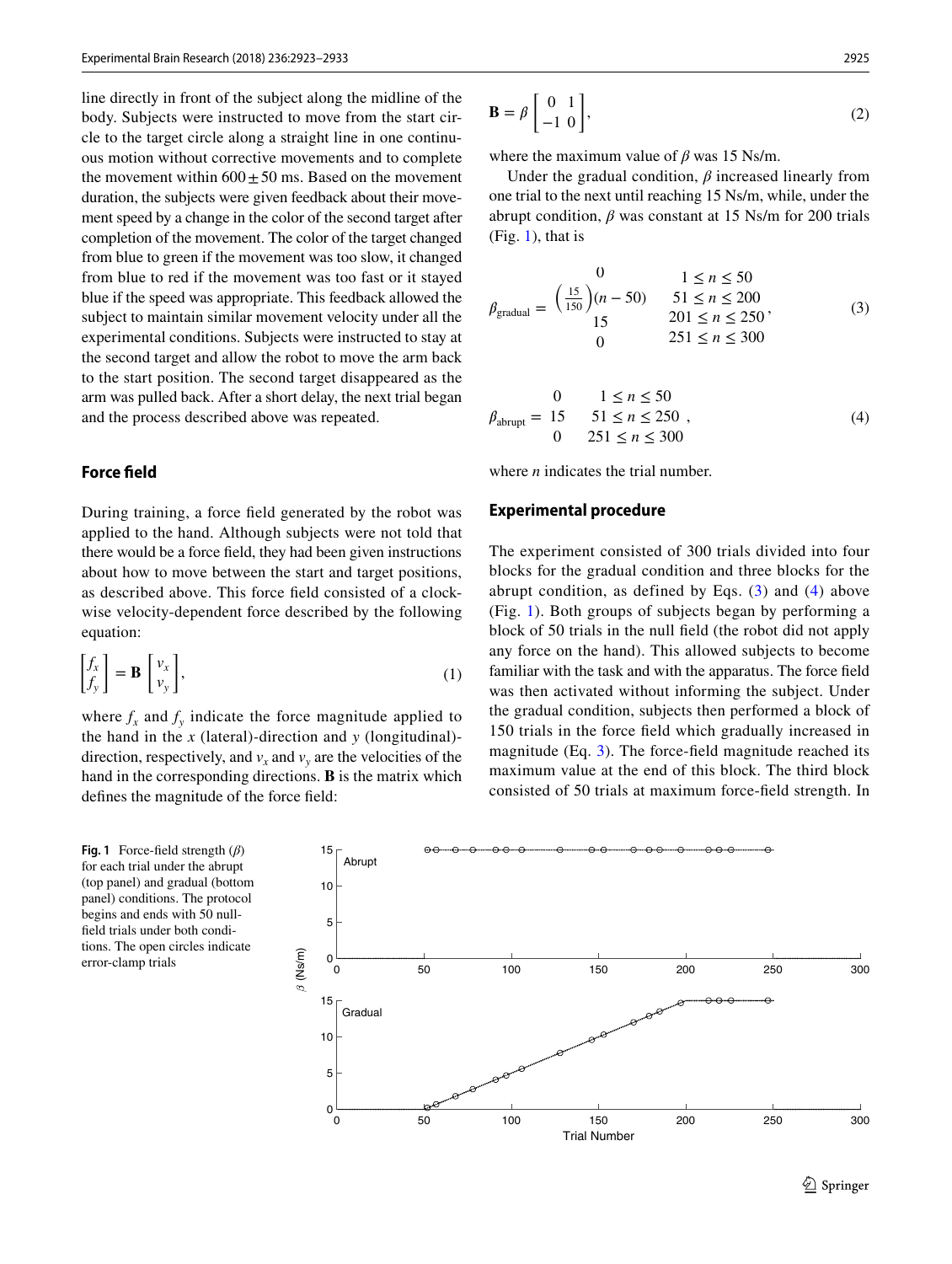line directly in front of the subject along the midline of the body. Subjects were instructed to move from the start circle to the target circle along a straight line in one continuous motion without corrective movements and to complete the movement within 600 ± 50 ms. Based on the movement duration, the subjects were given feedback about their movement speed by a change in the color of the second target after completion of the movement. The color of the target changed from blue to green if the movement was too slow, it changed from blue to red if the movement was too fast or it stayed blue if the speed was appropriate. This feedback allowed the subject to maintain similar movement velocity under all the experimental conditions. Subjects were instructed to stay at the second target and allow the robot to move the arm back to the start position. The second target disappeared as the arm was pulled back. After a short delay, the next trial began and the process described above was repeated.

### Force field

During training, a force field generated by the robot was applied to the hand. Although subjects were not told that there would be a force field, they had been given instructions about how to move between the start and target positions, as described above. This force field consisted of a clockwise velocity-dependent force described by the following equation:

$$\begin{bmatrix} f_x \\ f_y \end{bmatrix} = \mathbf{B} \begin{bmatrix} v_x \\ v_y \end{bmatrix}, \tag{1}$$

where $f_x$ and $f_y$ indicate the force magnitude applied to the hand in the $x$ (lateral)-direction and $y$ (longitudinal)-direction, respectively, and $v_x$ and $v_y$ are the velocities of the hand in the corresponding directions. **B** is the matrix which defines the magnitude of the force field:

$$\mathbf{B} = \beta \begin{bmatrix} 0 & 1 \\ -1 & 0 \end{bmatrix}, \tag{2}$$

where the maximum value of $\beta$ was 15 Ns/m.

Under the gradual condition, $\beta$ increased linearly from one trial to the next until reaching 15 Ns/m, while, under the abrupt condition, $\beta$ was constant at 15 Ns/m for 200 trials (Fig. 1), that is

$$\beta_{\text{gradual}} = \begin{matrix} 0 & 1 \le n \le 50 \\ \left(\frac{15}{150}\right)(n-50) & 51 \le n \le 200 \\ 15 & 201 \le n \le 250 \\ 0 & 251 \le n \le 300 \end{matrix}, \tag{3}$$

$$\beta_{\text{abrupt}} = \begin{matrix} 0 & 1 \le n \le 50 \\ 15 & 51 \le n \le 250 \\ 0 & 251 \le n \le 300 \end{matrix}, \tag{4}$$

where $n$ indicates the trial number.

### Experimental procedure

The experiment consisted of 300 trials divided into four blocks for the gradual condition and three blocks for the abrupt condition, as defined by Eqs. (3) and (4) above (Fig. 1). Both groups of subjects began by performing a block of 50 trials in the null field (the robot did not apply any force on the hand). This allowed subjects to become familiar with the task and with the apparatus. The force field was then activated without informing the subject. Under the gradual condition, subjects then performed a block of 150 trials in the force field which gradually increased in magnitude (Eq. 3). The force-field magnitude reached its maximum value at the end of this block. The third block consisted of 50 trials at maximum force-field strength. In

**Fig. 1** Force-field strength ($\beta$) for each trial under the abrupt (top panel) and gradual (bottom panel) conditions. The protocol begins and ends with 50 null-field trials under both conditions. The open circles indicate error-clamp trials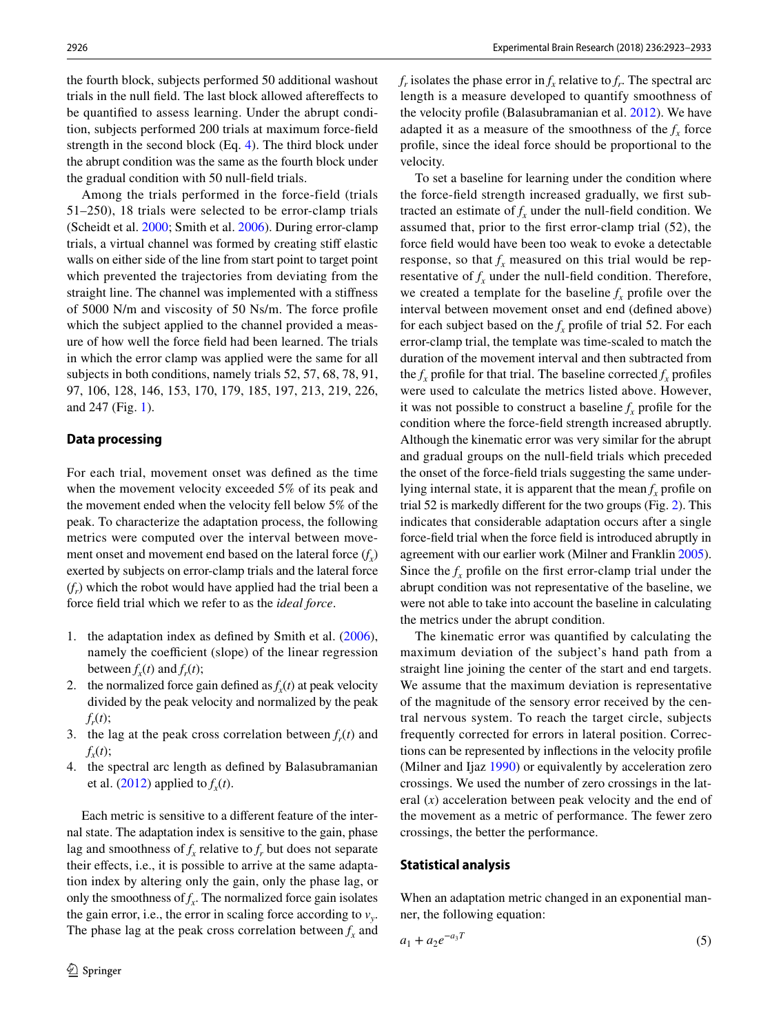the fourth block, subjects performed 50 additional washout trials in the null field. The last block allowed aftereffects to be quantified to assess learning. Under the abrupt condition, subjects performed 200 trials at maximum force-field strength in the second block (Eq. 4). The third block under the abrupt condition was the same as the fourth block under the gradual condition with 50 null-field trials.

Among the trials performed in the force-field (trials 51–250), 18 trials were selected to be error-clamp trials (Scheidt et al. 2000; Smith et al. 2006). During error-clamp trials, a virtual channel was formed by creating stiff elastic walls on either side of the line from start point to target point which prevented the trajectories from deviating from the straight line. The channel was implemented with a stiffness of 5000 N/m and viscosity of 50 Ns/m. The force profile which the subject applied to the channel provided a measure of how well the force field had been learned. The trials in which the error clamp was applied were the same for all subjects in both conditions, namely trials 52, 57, 68, 78, 91, 97, 106, 128, 146, 153, 170, 179, 185, 197, 213, 219, 226, and 247 (Fig. 1).

## Data processing

For each trial, movement onset was defined as the time when the movement velocity exceeded 5% of its peak and the movement ended when the velocity fell below 5% of the peak. To characterize the adaptation process, the following metrics were computed over the interval between movement onset and movement end based on the lateral force ($f_x$) exerted by subjects on error-clamp trials and the lateral force ($f_r$) which the robot would have applied had the trial been a force field trial which we refer to as the *ideal force*.

1. the adaptation index as defined by Smith et al. (2006), namely the coefficient (slope) of the linear regression between $f_x(t)$ and $f_r(t)$;
2. the normalized force gain defined as $f_x(t)$ at peak velocity divided by the peak velocity and normalized by the peak $f_r(t)$;
3. the lag at the peak cross correlation between $f_r(t)$ and $f_x(t)$;
4. the spectral arc length as defined by Balasubramanian et al. (2012) applied to $f_x(t)$.

Each metric is sensitive to a different feature of the internal state. The adaptation index is sensitive to the gain, phase lag and smoothness of $f_x$ relative to $f_r$ but does not separate their effects, i.e., it is possible to arrive at the same adaptation index by altering only the gain, only the phase lag, or only the smoothness of $f_x$. The normalized force gain isolates the gain error, i.e., the error in scaling force according to $v_y$. The phase lag at the peak cross correlation between $f_x$ and $f_r$ isolates the phase error in $f_x$ relative to $f_r$. The spectral arc length is a measure developed to quantify smoothness of the velocity profile (Balasubramanian et al. 2012). We have adapted it as a measure of the smoothness of the $f_x$ force profile, since the ideal force should be proportional to the velocity.

To set a baseline for learning under the condition where the force-field strength increased gradually, we first subtracted an estimate of $f_x$ under the null-field condition. We assumed that, prior to the first error-clamp trial (52), the force field would have been too weak to evoke a detectable response, so that $f_x$ measured on this trial would be representative of $f_x$ under the null-field condition. Therefore, we created a template for the baseline $f_x$ profile over the interval between movement onset and end (defined above) for each subject based on the $f_x$ profile of trial 52. For each error-clamp trial, the template was time-scaled to match the duration of the movement interval and then subtracted from the $f_x$ profile for that trial. The baseline corrected $f_x$ profiles were used to calculate the metrics listed above. However, it was not possible to construct a baseline $f_x$ profile for the condition where the force-field strength increased abruptly. Although the kinematic error was very similar for the abrupt and gradual groups on the null-field trials which preceded the onset of the force-field trials suggesting the same underlying internal state, it is apparent that the mean $f_x$ profile on trial 52 is markedly different for the two groups (Fig. 2). This indicates that considerable adaptation occurs after a single force-field trial when the force field is introduced abruptly in agreement with our earlier work (Milner and Franklin 2005). Since the $f_x$ profile on the first error-clamp trial under the abrupt condition was not representative of the baseline, we were not able to take into account the baseline in calculating the metrics under the abrupt condition.

The kinematic error was quantified by calculating the maximum deviation of the subject's hand path from a straight line joining the center of the start and end targets. We assume that the maximum deviation is representative of the magnitude of the sensory error received by the central nervous system. To reach the target circle, subjects frequently corrected for errors in lateral position. Corrections can be represented by inflections in the velocity profile (Milner and Ijaz 1990) or equivalently by acceleration zero crossings. We used the number of zero crossings in the lateral ($x$) acceleration between peak velocity and the end of the movement as a metric of performance. The fewer zero crossings, the better the performance.

## Statistical analysis

When an adaptation metric changed in an exponential manner, the following equation:

$$a_1 + a_2 e^{-a_3 T} \tag{5}$$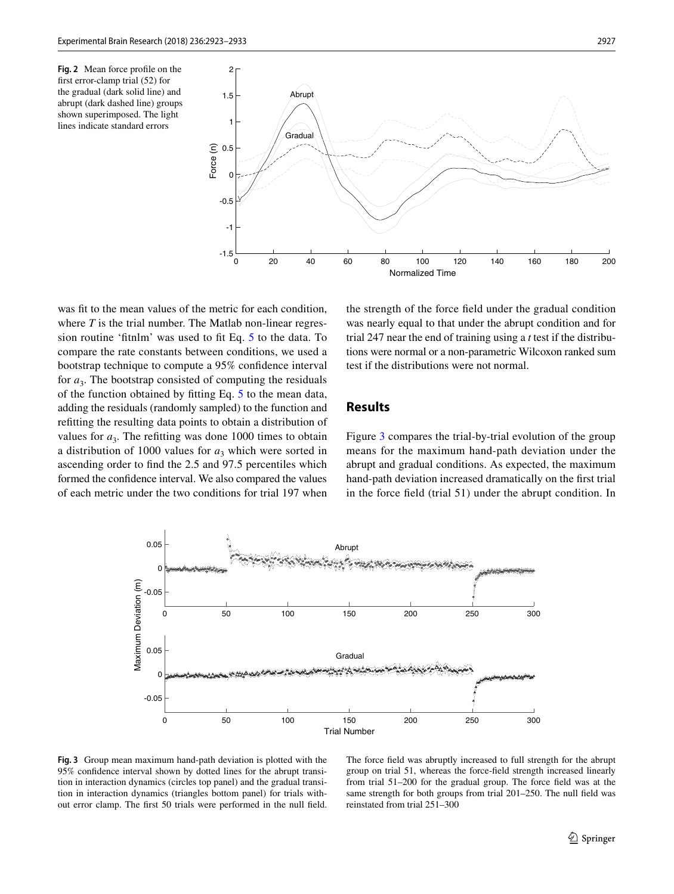**Fig. 2** Mean force profile on the first error-clamp trial (52) for the gradual (dark solid line) and abrupt (dark dashed line) groups shown superimposed. The light lines indicate standard errors

was fit to the mean values of the metric for each condition, where $T$ is the trial number. The Matlab non-linear regression routine 'fitnlm' was used to fit Eq. 5 to the data. To compare the rate constants between conditions, we used a bootstrap technique to compute a 95% confidence interval for $a_3$. The bootstrap consisted of computing the residuals of the function obtained by fitting Eq. 5 to the mean data, adding the residuals (randomly sampled) to the function and refitting the resulting data points to obtain a distribution of values for $a_3$. The refitting was done 1000 times to obtain a distribution of 1000 values for $a_3$ which were sorted in ascending order to find the 2.5 and 97.5 percentiles which formed the confidence interval. We also compared the values of each metric under the two conditions for trial 197 when the strength of the force field under the gradual condition was nearly equal to that under the abrupt condition and for trial 247 near the end of training using a $t$ test if the distributions were normal or a non-parametric Wilcoxon ranked sum test if the distributions were not normal.

## Results

Figure 3 compares the trial-by-trial evolution of the group means for the maximum hand-path deviation under the abrupt and gradual conditions. As expected, the maximum hand-path deviation increased dramatically on the first trial in the force field (trial 51) under the abrupt condition. In

**Fig. 3** Group mean maximum hand-path deviation is plotted with the 95% confidence interval shown by dotted lines for the abrupt transition in interaction dynamics (circles top panel) and the gradual transition in interaction dynamics (triangles bottom panel) for trials without error clamp. The first 50 trials were performed in the null field. The force field was abruptly increased to full strength for the abrupt group on trial 51, whereas the force-field strength increased linearly from trial 51–200 for the gradual group. The force field was at the same strength for both groups from trial 201–250. The null field was reinstated from trial 251–300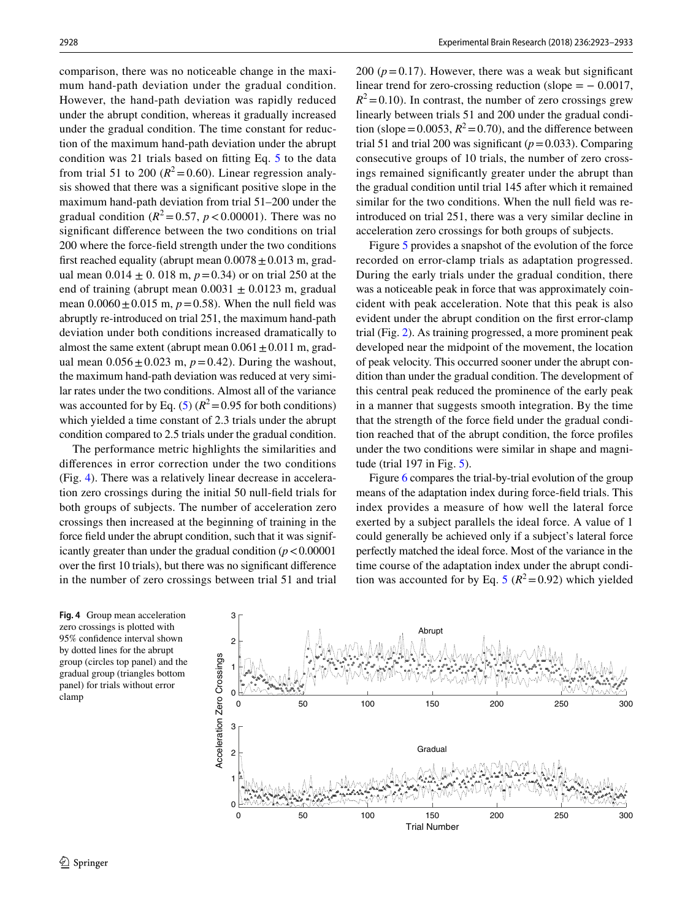comparison, there was no noticeable change in the maximum hand-path deviation under the gradual condition. However, the hand-path deviation was rapidly reduced under the abrupt condition, whereas it gradually increased under the gradual condition. The time constant for reduction of the maximum hand-path deviation under the abrupt condition was 21 trials based on fitting Eq. 5 to the data from trial 51 to 200 ($R^2 = 0.60$). Linear regression analysis showed that there was a significant positive slope in the maximum hand-path deviation from trial 51–200 under the gradual condition ($R^2 = 0.57$, $p < 0.00001$). There was no significant difference between the two conditions on trial 200 where the force-field strength under the two conditions first reached equality (abrupt mean $0.0078 \pm 0.013$ m, gradual mean $0.014 \pm 0.018$ m, $p = 0.34$) or on trial 250 at the end of training (abrupt mean $0.0031 \pm 0.0123$ m, gradual mean $0.0060 \pm 0.015$ m, $p = 0.58$). When the null field was abruptly re-introduced on trial 251, the maximum hand-path deviation under both conditions increased dramatically to almost the same extent (abrupt mean $0.061 \pm 0.011$ m, gradual mean $0.056 \pm 0.023$ m, $p = 0.42$). During the washout, the maximum hand-path deviation was reduced at very similar rates under the two conditions. Almost all of the variance was accounted for by Eq. (5) ($R^2 = 0.95$ for both conditions) which yielded a time constant of 2.3 trials under the abrupt condition compared to 2.5 trials under the gradual condition.

The performance metric highlights the similarities and differences in error correction under the two conditions (Fig. 4). There was a relatively linear decrease in acceleration zero crossings during the initial 50 null-field trials for both groups of subjects. The number of acceleration zero crossings then increased at the beginning of training in the force field under the abrupt condition, such that it was significantly greater than under the gradual condition ($p < 0.00001$ over the first 10 trials), but there was no significant difference in the number of zero crossings between trial 51 and trial 200 ($p = 0.17$). However, there was a weak but significant linear trend for zero-crossing reduction (slope $= -0.0017$, $R^2 = 0.10$). In contrast, the number of zero crossings grew linearly between trials 51 and 200 under the gradual condition (slope $= 0.0053$, $R^2 = 0.70$), and the difference between trial 51 and trial 200 was significant ($p = 0.033$). Comparing consecutive groups of 10 trials, the number of zero crossings remained significantly greater under the abrupt than the gradual condition until trial 145 after which it remained similar for the two conditions. When the null field was re-introduced on trial 251, there was a very similar decline in acceleration zero crossings for both groups of subjects.

Figure 5 provides a snapshot of the evolution of the force recorded on error-clamp trials as adaptation progressed. During the early trials under the gradual condition, there was a noticeable peak in force that was approximately coincident with peak acceleration. Note that this peak is also evident under the abrupt condition on the first error-clamp trial (Fig. 2). As training progressed, a more prominent peak developed near the midpoint of the movement, the location of peak velocity. This occurred sooner under the abrupt condition than under the gradual condition. The development of this central peak reduced the prominence of the early peak in a manner that suggests smooth integration. By the time that the strength of the force field under the gradual condition reached that of the abrupt condition, the force profiles under the two conditions were similar in shape and magnitude (trial 197 in Fig. 5).

Figure 6 compares the trial-by-trial evolution of the group means of the adaptation index during force-field trials. This index provides a measure of how well the lateral force exerted by a subject parallels the ideal force. A value of 1 could generally be achieved only if a subject's lateral force perfectly matched the ideal force. Most of the variance in the time course of the adaptation index under the abrupt condition was accounted for by Eq. 5 ($R^2 = 0.92$) which yielded

**Fig. 4** Group mean acceleration zero crossings is plotted with 95% confidence interval shown by dotted lines for the abrupt group (circles top panel) and the gradual group (triangles bottom panel) for trials without error clamp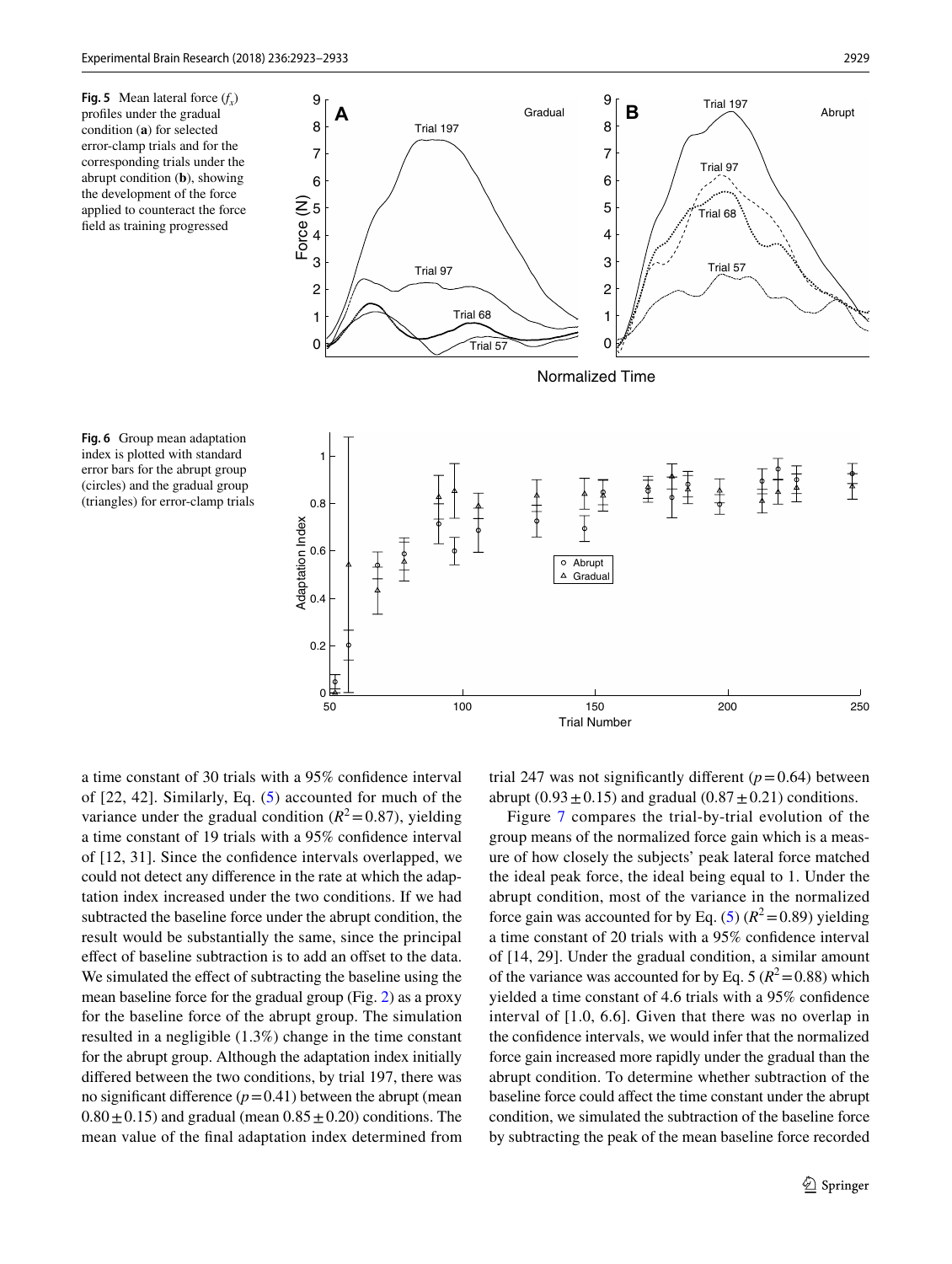**Fig. 5** Mean lateral force ($f_x$) profiles under the gradual condition (**a**) for selected error-clamp trials and for the corresponding trials under the abrupt condition (**b**), showing the development of the force applied to counteract the force field as training progressed

**Fig. 6** Group mean adaptation index is plotted with standard error bars for the abrupt group (circles) and the gradual group (triangles) for error-clamp trials

a time constant of 30 trials with a 95% confidence interval of [22, 42]. Similarly, Eq. (5) accounted for much of the variance under the gradual condition ($R^2 = 0.87$), yielding a time constant of 19 trials with a 95% confidence interval of [12, 31]. Since the confidence intervals overlapped, we could not detect any difference in the rate at which the adaptation index increased under the two conditions. If we had subtracted the baseline force under the abrupt condition, the result would be substantially the same, since the principal effect of baseline subtraction is to add an offset to the data. We simulated the effect of subtracting the baseline using the mean baseline force for the gradual group (Fig. 2) as a proxy for the baseline force of the abrupt group. The simulation resulted in a negligible (1.3%) change in the time constant for the abrupt group. Although the adaptation index initially differed between the two conditions, by trial 197, there was no significant difference ($p = 0.41$) between the abrupt (mean $0.80 \pm 0.15$) and gradual (mean $0.85 \pm 0.20$) conditions. The mean value of the final adaptation index determined from trial 247 was not significantly different ($p = 0.64$) between abrupt ($0.93 \pm 0.15$) and gradual ($0.87 \pm 0.21$) conditions.

Figure 7 compares the trial-by-trial evolution of the group means of the normalized force gain which is a measure of how closely the subjects' peak lateral force matched the ideal peak force, the ideal being equal to 1. Under the abrupt condition, most of the variance in the normalized force gain was accounted for by Eq. (5) ($R^2 = 0.89$) yielding a time constant of 20 trials with a 95% confidence interval of [14, 29]. Under the gradual condition, a similar amount of the variance was accounted for by Eq. 5 ($R^2 = 0.88$) which yielded a time constant of 4.6 trials with a 95% confidence interval of [1.0, 6.6]. Given that there was no overlap in the confidence intervals, we would infer that the normalized force gain increased more rapidly under the gradual than the abrupt condition. To determine whether subtraction of the baseline force could affect the time constant under the abrupt condition, we simulated the subtraction of the baseline force by subtracting the peak of the mean baseline force recorded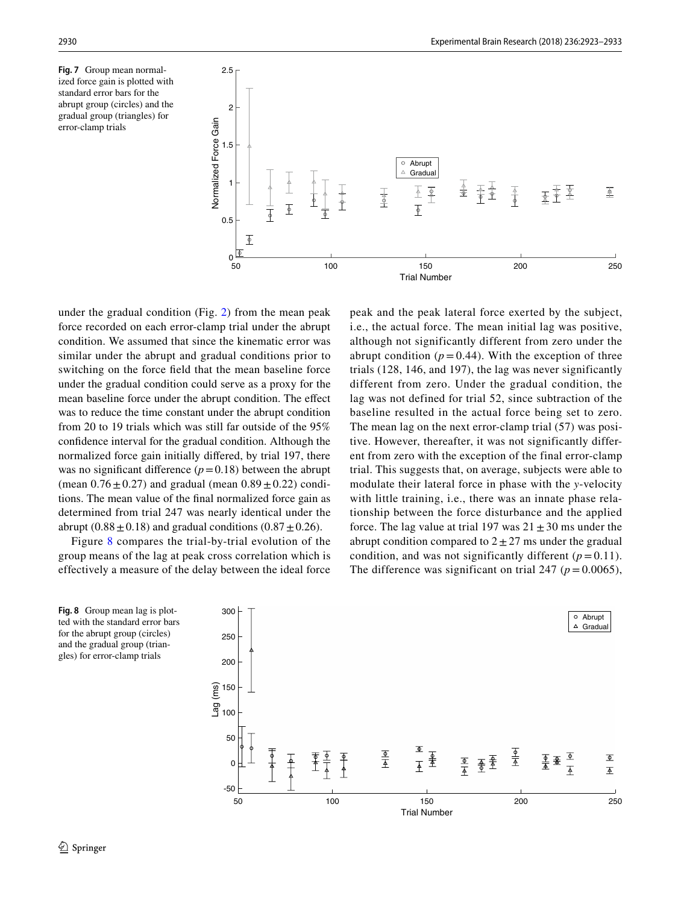**Fig. 7** Group mean normalized force gain is plotted with standard error bars for the abrupt group (circles) and the gradual group (triangles) for error-clamp trials

under the gradual condition (Fig. 2) from the mean peak force recorded on each error-clamp trial under the abrupt condition. We assumed that since the kinematic error was similar under the abrupt and gradual conditions prior to switching on the force field that the mean baseline force under the gradual condition could serve as a proxy for the mean baseline force under the abrupt condition. The effect was to reduce the time constant under the abrupt condition from 20 to 19 trials which was still far outside of the 95% confidence interval for the gradual condition. Although the normalized force gain initially differed, by trial 197, there was no significant difference ($p = 0.18$) between the abrupt (mean $0.76 \pm 0.27$) and gradual (mean $0.89 \pm 0.22$) conditions. The mean value of the final normalized force gain as determined from trial 247 was nearly identical under the abrupt ($0.88 \pm 0.18$) and gradual conditions ($0.87 \pm 0.26$).

Figure 8 compares the trial-by-trial evolution of the group means of the lag at peak cross correlation which is effectively a measure of the delay between the ideal force peak and the peak lateral force exerted by the subject, i.e., the actual force. The mean initial lag was positive, although not significantly different from zero under the abrupt condition ($p = 0.44$). With the exception of three trials (128, 146, and 197), the lag was never significantly different from zero. Under the gradual condition, the lag was not defined for trial 52, since subtraction of the baseline resulted in the actual force being set to zero. The mean lag on the next error-clamp trial (57) was positive. However, thereafter, it was not significantly different from zero with the exception of the final error-clamp trial. This suggests that, on average, subjects were able to modulate their lateral force in phase with the *y*-velocity with little training, i.e., there was an innate phase relationship between the force disturbance and the applied force. The lag value at trial 197 was $21 \pm 30$ ms under the abrupt condition compared to $2 \pm 27$ ms under the gradual condition, and was not significantly different ($p = 0.11$). The difference was significant on trial 247 ($p = 0.0065$),

**Fig. 8** Group mean lag is plotted with the standard error bars for the abrupt group (circles) and the gradual group (triangles) for error-clamp trials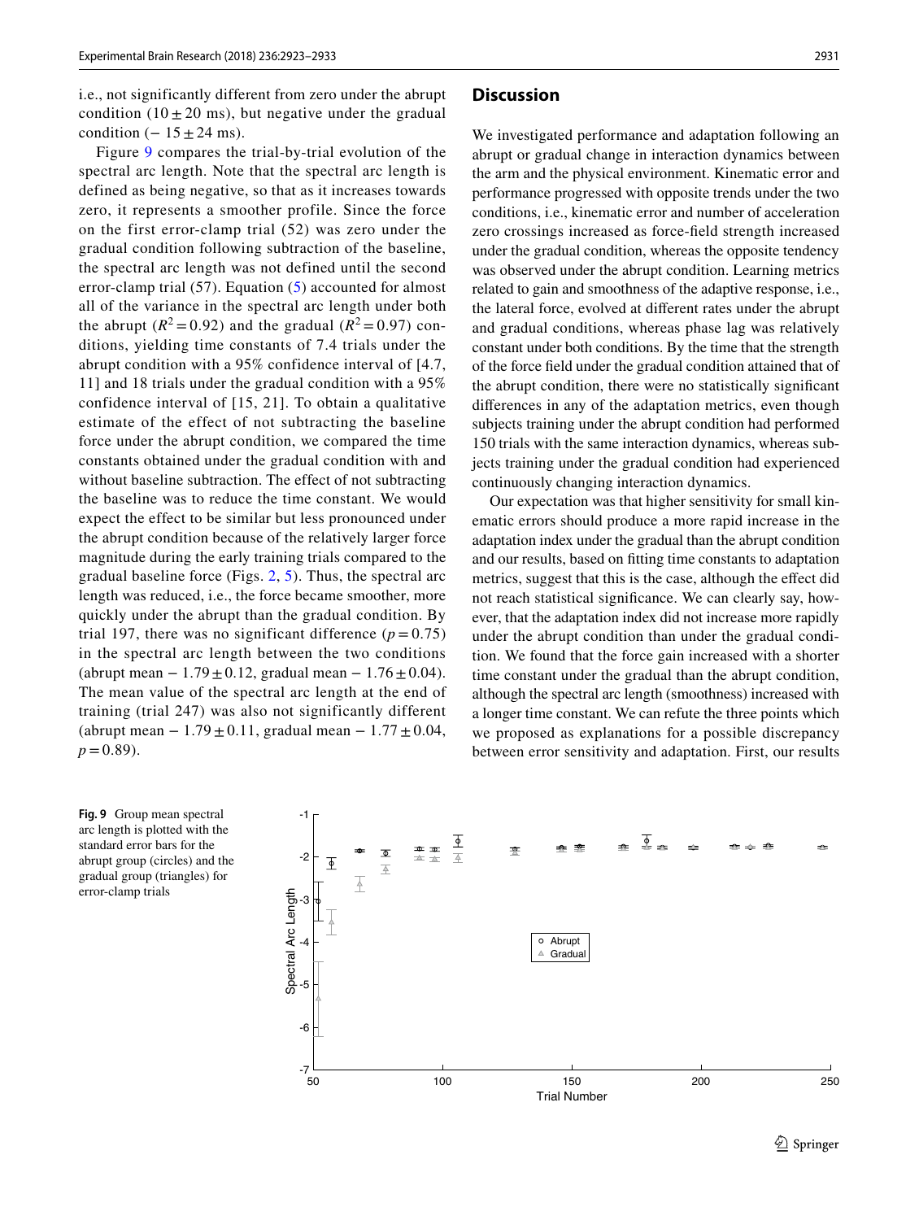i.e., not significantly different from zero under the abrupt condition ($10 \pm 20$ ms), but negative under the gradual condition ($-15 \pm 24$ ms).

Figure 9 compares the trial-by-trial evolution of the spectral arc length. Note that the spectral arc length is defined as being negative, so that as it increases towards zero, it represents a smoother profile. Since the force on the first error-clamp trial (52) was zero under the gradual condition following subtraction of the baseline, the spectral arc length was not defined until the second error-clamp trial (57). Equation (5) accounted for almost all of the variance in the spectral arc length under both the abrupt ($R^2 = 0.92$) and the gradual ($R^2 = 0.97$) conditions, yielding time constants of 7.4 trials under the abrupt condition with a 95% confidence interval of [4.7, 11] and 18 trials under the gradual condition with a 95% confidence interval of [15, 21]. To obtain a qualitative estimate of the effect of not subtracting the baseline force under the abrupt condition, we compared the time constants obtained under the gradual condition with and without baseline subtraction. The effect of not subtracting the baseline was to reduce the time constant. We would expect the effect to be similar but less pronounced under the abrupt condition because of the relatively larger force magnitude during the early training trials compared to the gradual baseline force (Figs. 2, 5). Thus, the spectral arc length was reduced, i.e., the force became smoother, more quickly under the abrupt than the gradual condition. By trial 197, there was no significant difference ($p = 0.75$) in the spectral arc length between the two conditions (abrupt mean $-1.79 \pm 0.12$, gradual mean $-1.76 \pm 0.04$). The mean value of the spectral arc length at the end of training (trial 247) was also not significantly different (abrupt mean $-1.79 \pm 0.11$, gradual mean $-1.77 \pm 0.04$, $p = 0.89$).

**Fig. 9** Group mean spectral arc length is plotted with the standard error bars for the abrupt group (circles) and the gradual group (triangles) for error-clamp trials

## Discussion

We investigated performance and adaptation following an abrupt or gradual change in interaction dynamics between the arm and the physical environment. Kinematic error and performance progressed with opposite trends under the two conditions, i.e., kinematic error and number of acceleration zero crossings increased as force-field strength increased under the gradual condition, whereas the opposite tendency was observed under the abrupt condition. Learning metrics related to gain and smoothness of the adaptive response, i.e., the lateral force, evolved at different rates under the abrupt and gradual conditions, whereas phase lag was relatively constant under both conditions. By the time that the strength of the force field under the gradual condition attained that of the abrupt condition, there were no statistically significant differences in any of the adaptation metrics, even though subjects training under the abrupt condition had performed 150 trials with the same interaction dynamics, whereas subjects training under the gradual condition had experienced continuously changing interaction dynamics.

Our expectation was that higher sensitivity for small kinematic errors should produce a more rapid increase in the adaptation index under the gradual than the abrupt condition and our results, based on fitting time constants to adaptation metrics, suggest that this is the case, although the effect did not reach statistical significance. We can clearly say, however, that the adaptation index did not increase more rapidly under the abrupt condition than under the gradual condition. We found that the force gain increased with a shorter time constant under the gradual than the abrupt condition, although the spectral arc length (smoothness) increased with a longer time constant. We can refute the three points which we proposed as explanations for a possible discrepancy between error sensitivity and adaptation. First, our results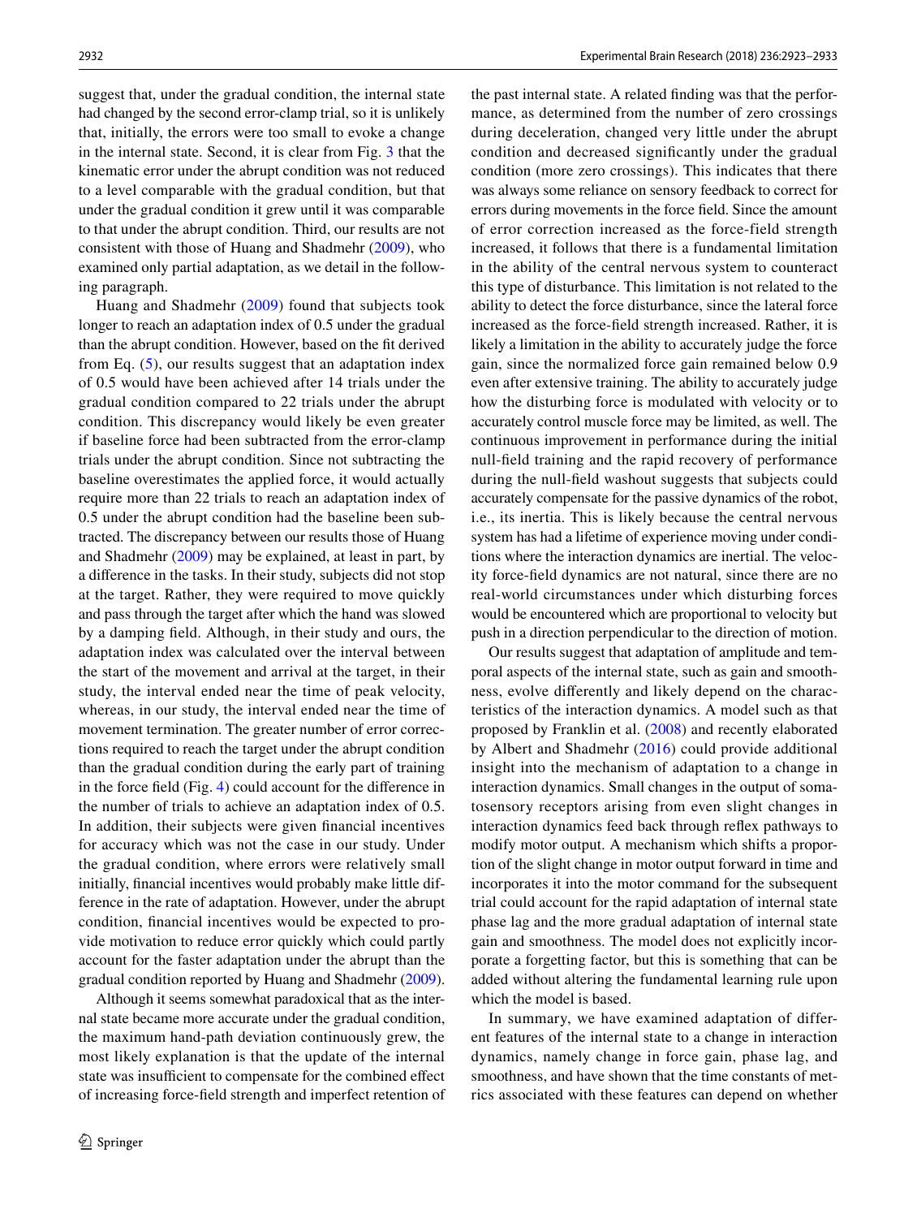suggest that, under the gradual condition, the internal state had changed by the second error-clamp trial, so it is unlikely that, initially, the errors were too small to evoke a change in the internal state. Second, it is clear from Fig. 3 that the kinematic error under the abrupt condition was not reduced to a level comparable with the gradual condition, but that under the gradual condition it grew until it was comparable to that under the abrupt condition. Third, our results are not consistent with those of Huang and Shadmehr (2009), who examined only partial adaptation, as we detail in the following paragraph.

Huang and Shadmehr (2009) found that subjects took longer to reach an adaptation index of 0.5 under the gradual than the abrupt condition. However, based on the fit derived from Eq. (5), our results suggest that an adaptation index of 0.5 would have been achieved after 14 trials under the gradual condition compared to 22 trials under the abrupt condition. This discrepancy would likely be even greater if baseline force had been subtracted from the error-clamp trials under the abrupt condition. Since not subtracting the baseline overestimates the applied force, it would actually require more than 22 trials to reach an adaptation index of 0.5 under the abrupt condition had the baseline been subtracted. The discrepancy between our results those of Huang and Shadmehr (2009) may be explained, at least in part, by a difference in the tasks. In their study, subjects did not stop at the target. Rather, they were required to move quickly and pass through the target after which the hand was slowed by a damping field. Although, in their study and ours, the adaptation index was calculated over the interval between the start of the movement and arrival at the target, in their study, the interval ended near the time of peak velocity, whereas, in our study, the interval ended near the time of movement termination. The greater number of error corrections required to reach the target under the abrupt condition than the gradual condition during the early part of training in the force field (Fig. 4) could account for the difference in the number of trials to achieve an adaptation index of 0.5. In addition, their subjects were given financial incentives for accuracy which was not the case in our study. Under the gradual condition, where errors were relatively small initially, financial incentives would probably make little difference in the rate of adaptation. However, under the abrupt condition, financial incentives would be expected to provide motivation to reduce error quickly which could partly account for the faster adaptation under the abrupt than the gradual condition reported by Huang and Shadmehr (2009).

Although it seems somewhat paradoxical that as the internal state became more accurate under the gradual condition, the maximum hand-path deviation continuously grew, the most likely explanation is that the update of the internal state was insufficient to compensate for the combined effect of increasing force-field strength and imperfect retention of the past internal state. A related finding was that the performance, as determined from the number of zero crossings during deceleration, changed very little under the abrupt condition and decreased significantly under the gradual condition (more zero crossings). This indicates that there was always some reliance on sensory feedback to correct for errors during movements in the force field. Since the amount of error correction increased as the force-field strength increased, it follows that there is a fundamental limitation in the ability of the central nervous system to counteract this type of disturbance. This limitation is not related to the ability to detect the force disturbance, since the lateral force increased as the force-field strength increased. Rather, it is likely a limitation in the ability to accurately judge the force gain, since the normalized force gain remained below 0.9 even after extensive training. The ability to accurately judge how the disturbing force is modulated with velocity or to accurately control muscle force may be limited, as well. The continuous improvement in performance during the initial null-field training and the rapid recovery of performance during the null-field washout suggests that subjects could accurately compensate for the passive dynamics of the robot, i.e., its inertia. This is likely because the central nervous system has had a lifetime of experience moving under conditions where the interaction dynamics are inertial. The velocity force-field dynamics are not natural, since there are no real-world circumstances under which disturbing forces would be encountered which are proportional to velocity but push in a direction perpendicular to the direction of motion.

Our results suggest that adaptation of amplitude and temporal aspects of the internal state, such as gain and smoothness, evolve differently and likely depend on the characteristics of the interaction dynamics. A model such as that proposed by Franklin et al. (2008) and recently elaborated by Albert and Shadmehr (2016) could provide additional insight into the mechanism of adaptation to a change in interaction dynamics. Small changes in the output of somatosensory receptors arising from even slight changes in interaction dynamics feed back through reflex pathways to modify motor output. A mechanism which shifts a proportion of the slight change in motor output forward in time and incorporates it into the motor command for the subsequent trial could account for the rapid adaptation of internal state phase lag and the more gradual adaptation of internal state gain and smoothness. The model does not explicitly incorporate a forgetting factor, but this is something that can be added without altering the fundamental learning rule upon which the model is based.

In summary, we have examined adaptation of different features of the internal state to a change in interaction dynamics, namely change in force gain, phase lag, and smoothness, and have shown that the time constants of metrics associated with these features can depend on whether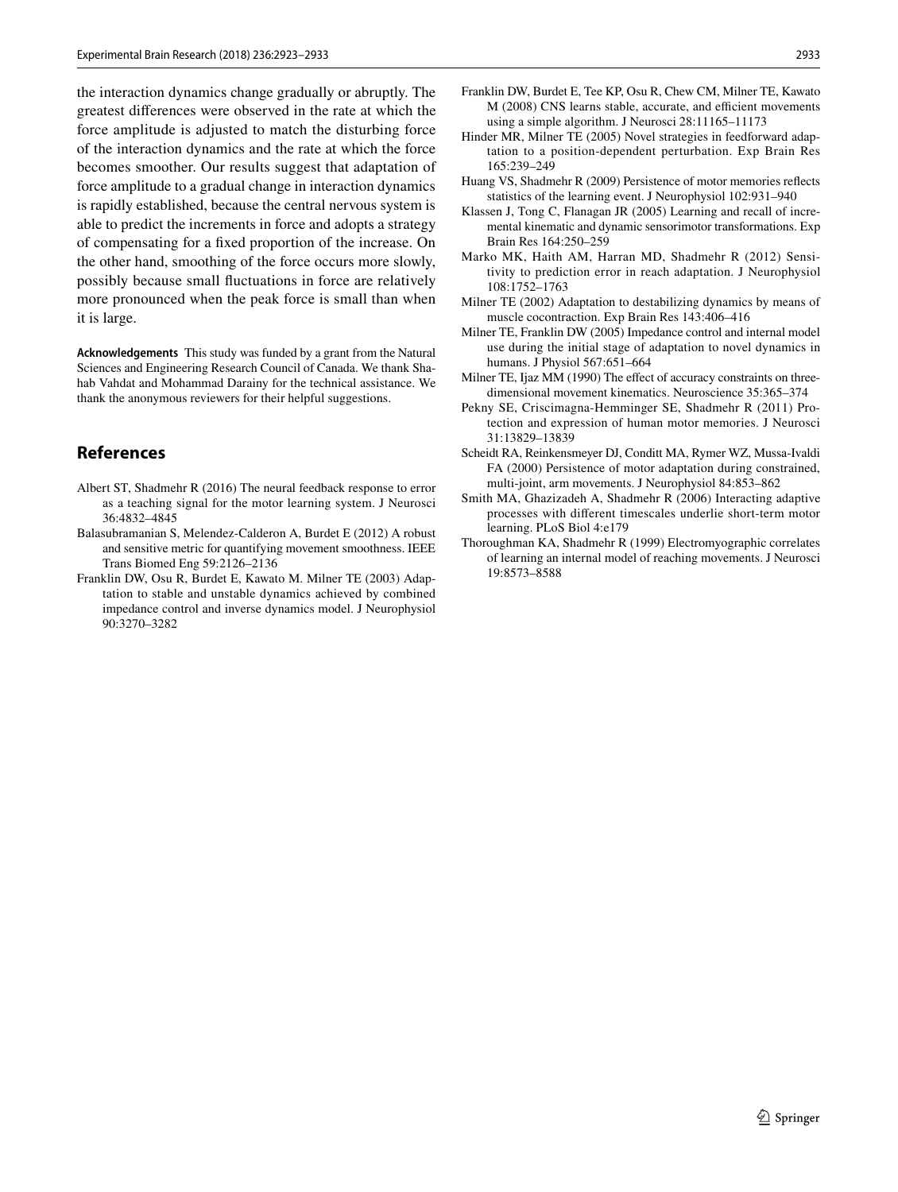the interaction dynamics change gradually or abruptly. The greatest differences were observed in the rate at which the force amplitude is adjusted to match the disturbing force of the interaction dynamics and the rate at which the force becomes smoother. Our results suggest that adaptation of force amplitude to a gradual change in interaction dynamics is rapidly established, because the central nervous system is able to predict the increments in force and adopts a strategy of compensating for a fixed proportion of the increase. On the other hand, smoothing of the force occurs more slowly, possibly because small fluctuations in force are relatively more pronounced when the peak force is small than when it is large.

**Acknowledgements** This study was funded by a grant from the Natural Sciences and Engineering Research Council of Canada. We thank Shahab Vahdat and Mohammad Darainy for the technical assistance. We thank the anonymous reviewers for their helpful suggestions.

## References

Albert ST, Shadmehr R (2016) The neural feedback response to error as a teaching signal for the motor learning system. J Neurosci 36:4832–4845

Balasubramanian S, Melendez-Calderon A, Burdet E (2012) A robust and sensitive metric for quantifying movement smoothness. IEEE Trans Biomed Eng 59:2126–2136

Franklin DW, Osu R, Burdet E, Kawato M. Milner TE (2003) Adaptation to stable and unstable dynamics achieved by combined impedance control and inverse dynamics model. J Neurophysiol 90:3270–3282

Franklin DW, Burdet E, Tee KP, Osu R, Chew CM, Milner TE, Kawato M (2008) CNS learns stable, accurate, and efficient movements using a simple algorithm. J Neurosci 28:11165–11173

Hinder MR, Milner TE (2005) Novel strategies in feedforward adaptation to a position-dependent perturbation. Exp Brain Res 165:239–249

Huang VS, Shadmehr R (2009) Persistence of motor memories reflects statistics of the learning event. J Neurophysiol 102:931–940

Klassen J, Tong C, Flanagan JR (2005) Learning and recall of incremental kinematic and dynamic sensorimotor transformations. Exp Brain Res 164:250–259

Marko MK, Haith AM, Harran MD, Shadmehr R (2012) Sensitivity to prediction error in reach adaptation. J Neurophysiol 108:1752–1763

Milner TE (2002) Adaptation to destabilizing dynamics by means of muscle cocontraction. Exp Brain Res 143:406–416

Milner TE, Franklin DW (2005) Impedance control and internal model use during the initial stage of adaptation to novel dynamics in humans. J Physiol 567:651–664

Milner TE, Ijaz MM (1990) The effect of accuracy constraints on three-dimensional movement kinematics. Neuroscience 35:365–374

Pekny SE, Criscimagna-Hemminger SE, Shadmehr R (2011) Protection and expression of human motor memories. J Neurosci 31:13829–13839

Scheidt RA, Reinkensmeyer DJ, Conditt MA, Rymer WZ, Mussa-Ivaldi FA (2000) Persistence of motor adaptation during constrained, multi-joint, arm movements. J Neurophysiol 84:853–862

Smith MA, Ghazizadeh A, Shadmehr R (2006) Interacting adaptive processes with different timescales underlie short-term motor learning. PLoS Biol 4:e179

Thoroughman KA, Shadmehr R (1999) Electromyographic correlates of learning an internal model of reaching movements. J Neurosci 19:8573–8588